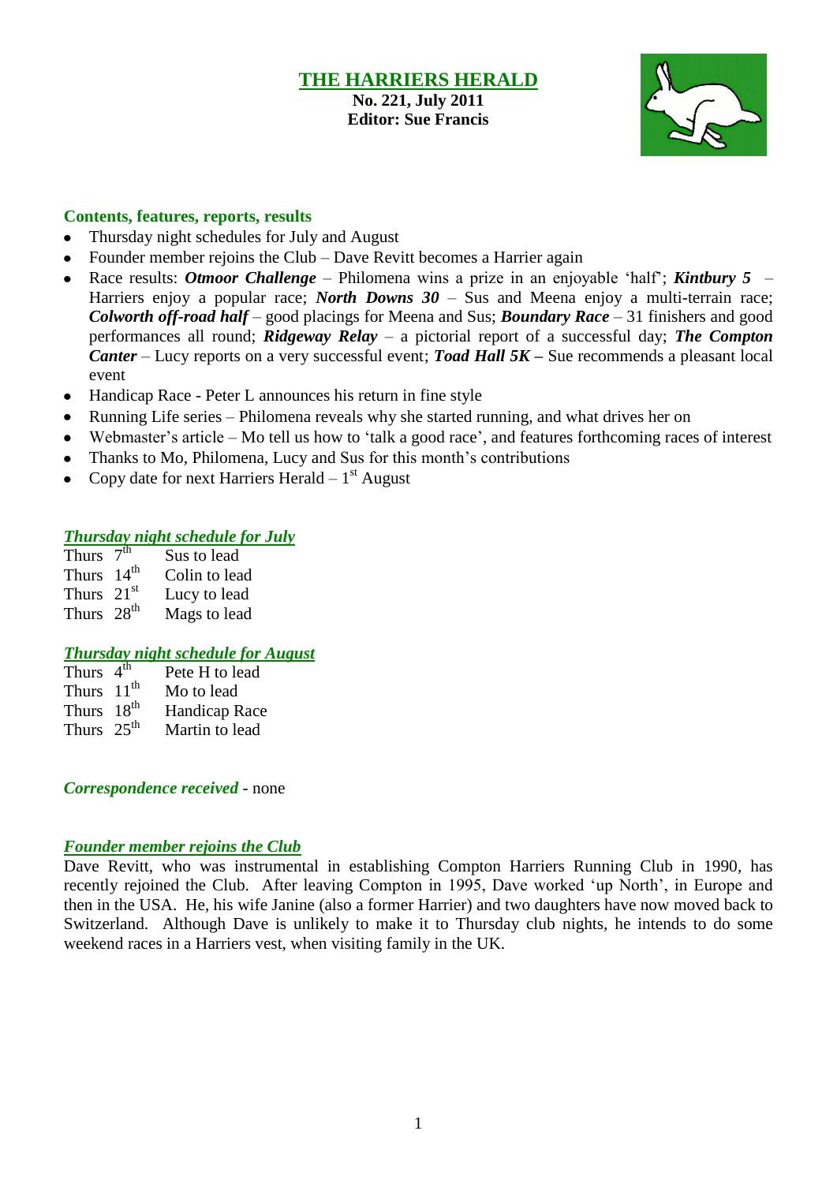# THE HARRIERS HERALD

**No. 221, July 2011**
**Editor: Sue Francis**

## Contents, features, reports, results

- Thursday night schedules for July and August
- Founder member rejoins the Club – Dave Revitt becomes a Harrier again
- Race results: ***Otmoor Challenge*** – Philomena wins a prize in an enjoyable 'half'; ***Kintbury 5*** – Harriers enjoy a popular race; ***North Downs 30*** – Sus and Meena enjoy a multi-terrain race; ***Colworth off-road half*** – good placings for Meena and Sus; ***Boundary Race*** – 31 finishers and good performances all round; ***Ridgeway Relay*** – a pictorial report of a successful day; ***The Compton Canter*** – Lucy reports on a very successful event; ***Toad Hall 5K*** **–** Sue recommends a pleasant local event
- Handicap Race - Peter L announces his return in fine style
- Running Life series – Philomena reveals why she started running, and what drives her on
- Webmaster's article – Mo tell us how to 'talk a good race', and features forthcoming races of interest
- Thanks to Mo, Philomena, Lucy and Sus for this month's contributions
- Copy date for next Harriers Herald – 1st August

## *Thursday night schedule for July*

| | |
|---|---|
| Thurs 7th | Sus to lead |
| Thurs 14th | Colin to lead |
| Thurs 21st | Lucy to lead |
| Thurs 28th | Mags to lead |

## *Thursday night schedule for August*

| | |
|---|---|
| Thurs 4th | Pete H to lead |
| Thurs 11th | Mo to lead |
| Thurs 18th | Handicap Race |
| Thurs 25th | Martin to lead |

***Correspondence received*** - none

## *Founder member rejoins the Club*

Dave Revitt, who was instrumental in establishing Compton Harriers Running Club in 1990, has recently rejoined the Club. After leaving Compton in 1995, Dave worked 'up North', in Europe and then in the USA. He, his wife Janine (also a former Harrier) and two daughters have now moved back to Switzerland. Although Dave is unlikely to make it to Thursday club nights, he intends to do some weekend races in a Harriers vest, when visiting family in the UK.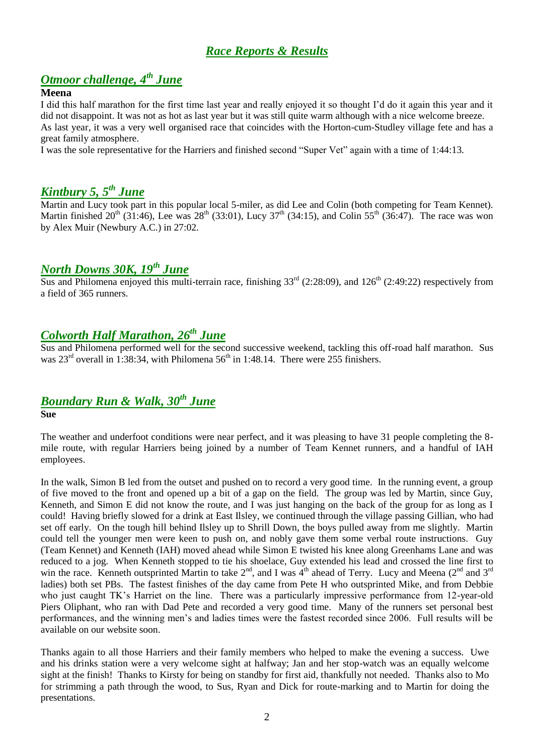# *Race Reports & Results*

## *Otmoor challenge, 4th June*

**Meena**

I did this half marathon for the first time last year and really enjoyed it so thought I'd do it again this year and it did not disappoint. It was not as hot as last year but it was still quite warm although with a nice welcome breeze. As last year, it was a very well organised race that coincides with the Horton-cum-Studley village fete and has a great family atmosphere.

I was the sole representative for the Harriers and finished second "Super Vet" again with a time of 1:44:13.

## *Kintbury 5, 5th June*

Martin and Lucy took part in this popular local 5-miler, as did Lee and Colin (both competing for Team Kennet). Martin finished 20th (31:46), Lee was 28th (33:01), Lucy 37th (34:15), and Colin 55th (36:47). The race was won by Alex Muir (Newbury A.C.) in 27:02.

## *North Downs 30K, 19th June*

Sus and Philomena enjoyed this multi-terrain race, finishing 33rd (2:28:09), and 126th (2:49:22) respectively from a field of 365 runners.

## *Colworth Half Marathon, 26th June*

Sus and Philomena performed well for the second successive weekend, tackling this off-road half marathon. Sus was 23rd overall in 1:38:34, with Philomena 56th in 1:48.14. There were 255 finishers.

## *Boundary Run & Walk, 30th June*

**Sue**

The weather and underfoot conditions were near perfect, and it was pleasing to have 31 people completing the 8-mile route, with regular Harriers being joined by a number of Team Kennet runners, and a handful of IAH employees.

In the walk, Simon B led from the outset and pushed on to record a very good time. In the running event, a group of five moved to the front and opened up a bit of a gap on the field. The group was led by Martin, since Guy, Kenneth, and Simon E did not know the route, and I was just hanging on the back of the group for as long as I could! Having briefly slowed for a drink at East Ilsley, we continued through the village passing Gillian, who had set off early. On the tough hill behind Ilsley up to Shrill Down, the boys pulled away from me slightly. Martin could tell the younger men were keen to push on, and nobly gave them some verbal route instructions. Guy (Team Kennet) and Kenneth (IAH) moved ahead while Simon E twisted his knee along Greenhams Lane and was reduced to a jog. When Kenneth stopped to tie his shoelace, Guy extended his lead and crossed the line first to win the race. Kenneth outsprinted Martin to take 2nd, and I was 4th ahead of Terry. Lucy and Meena (2nd and 3rd ladies) both set PBs. The fastest finishes of the day came from Pete H who outsprinted Mike, and from Debbie who just caught TK's Harriet on the line. There was a particularly impressive performance from 12-year-old Piers Oliphant, who ran with Dad Pete and recorded a very good time. Many of the runners set personal best performances, and the winning men's and ladies times were the fastest recorded since 2006. Full results will be available on our website soon.

Thanks again to all those Harriers and their family members who helped to make the evening a success. Uwe and his drinks station were a very welcome sight at halfway; Jan and her stop-watch was an equally welcome sight at the finish! Thanks to Kirsty for being on standby for first aid, thankfully not needed. Thanks also to Mo for strimming a path through the wood, to Sus, Ryan and Dick for route-marking and to Martin for doing the presentations.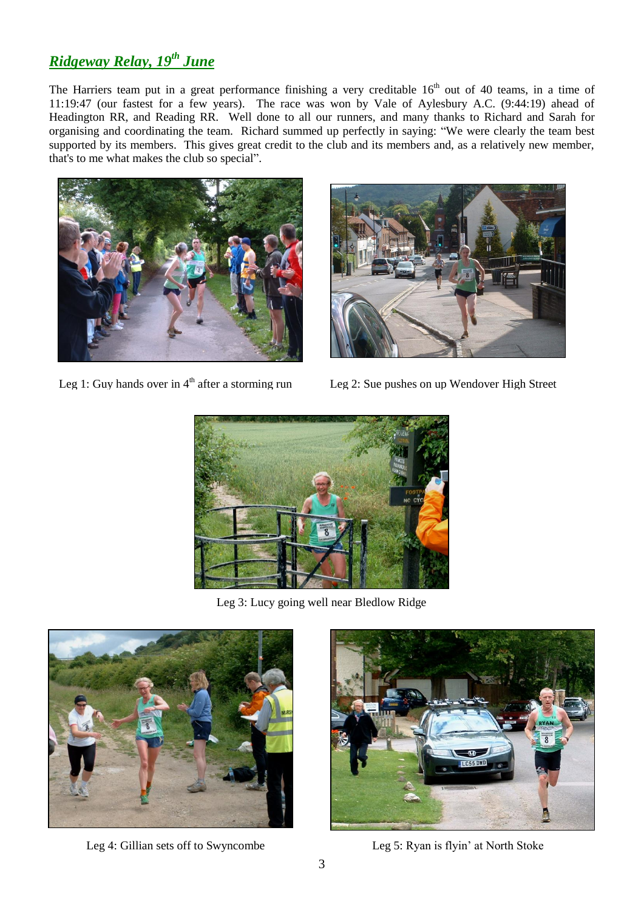## ***Ridgeway Relay, 19th June***

The Harriers team put in a great performance finishing a very creditable 16th out of 40 teams, in a time of 11:19:47 (our fastest for a few years). The race was won by Vale of Aylesbury A.C. (9:44:19) ahead of Headington RR, and Reading RR. Well done to all our runners, and many thanks to Richard and Sarah for organising and coordinating the team. Richard summed up perfectly in saying: "We were clearly the team best supported by its members. This gives great credit to the club and its members and, as a relatively new member, that's to me what makes the club so special".

Leg 1: Guy hands over in 4th after a storming run

Leg 2: Sue pushes on up Wendover High Street

Leg 3: Lucy going well near Bledlow Ridge

Leg 4: Gillian sets off to Swyncombe

Leg 5: Ryan is flyin' at North Stoke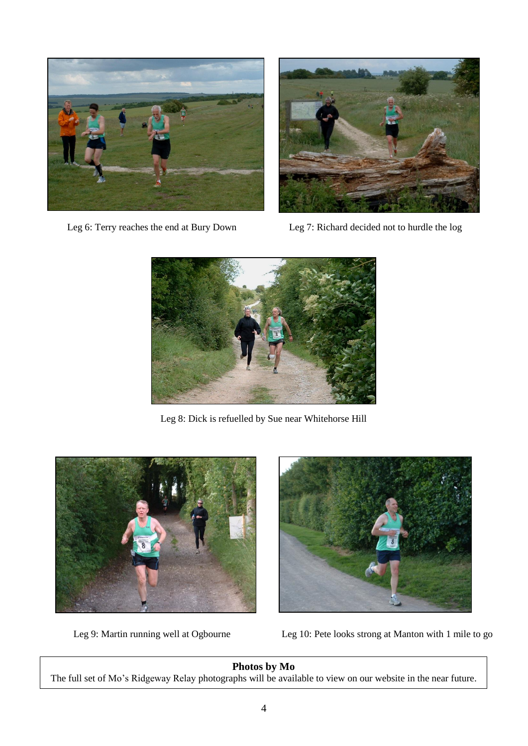Leg 6: Terry reaches the end at Bury Down

Leg 7: Richard decided not to hurdle the log

Leg 8: Dick is refuelled by Sue near Whitehorse Hill

Leg 9: Martin running well at Ogbourne

Leg 10: Pete looks strong at Manton with 1 mile to go

**Photos by Mo**

The full set of Mo's Ridgeway Relay photographs will be available to view on our website in the near future.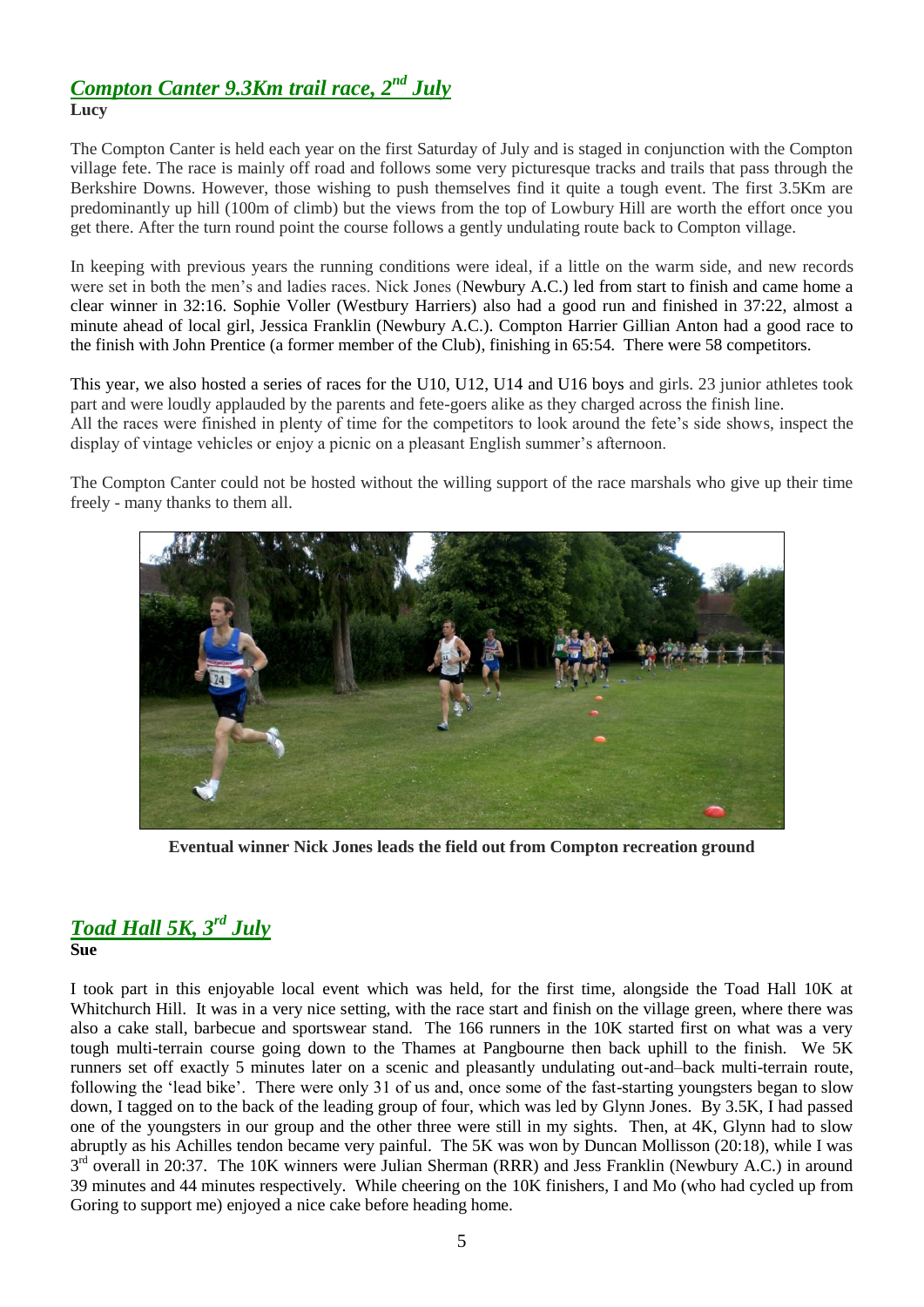## *Compton Canter 9.3Km trail race, 2nd July*

**Lucy**

The Compton Canter is held each year on the first Saturday of July and is staged in conjunction with the Compton village fete. The race is mainly off road and follows some very picturesque tracks and trails that pass through the Berkshire Downs. However, those wishing to push themselves find it quite a tough event. The first 3.5Km are predominantly up hill (100m of climb) but the views from the top of Lowbury Hill are worth the effort once you get there. After the turn round point the course follows a gently undulating route back to Compton village.

In keeping with previous years the running conditions were ideal, if a little on the warm side, and new records were set in both the men's and ladies races. Nick Jones (Newbury A.C.) led from start to finish and came home a clear winner in 32:16. Sophie Voller (Westbury Harriers) also had a good run and finished in 37:22, almost a minute ahead of local girl, Jessica Franklin (Newbury A.C.). Compton Harrier Gillian Anton had a good race to the finish with John Prentice (a former member of the Club), finishing in 65:54. There were 58 competitors.

This year, we also hosted a series of races for the U10, U12, U14 and U16 boys and girls. 23 junior athletes took part and were loudly applauded by the parents and fete-goers alike as they charged across the finish line. All the races were finished in plenty of time for the competitors to look around the fete's side shows, inspect the display of vintage vehicles or enjoy a picnic on a pleasant English summer's afternoon.

The Compton Canter could not be hosted without the willing support of the race marshals who give up their time freely - many thanks to them all.

**Eventual winner Nick Jones leads the field out from Compton recreation ground**

## *Toad Hall 5K, 3rd July*

**Sue**

I took part in this enjoyable local event which was held, for the first time, alongside the Toad Hall 10K at Whitchurch Hill. It was in a very nice setting, with the race start and finish on the village green, where there was also a cake stall, barbecue and sportswear stand. The 166 runners in the 10K started first on what was a very tough multi-terrain course going down to the Thames at Pangbourne then back uphill to the finish. We 5K runners set off exactly 5 minutes later on a scenic and pleasantly undulating out-and–back multi-terrain route, following the 'lead bike'. There were only 31 of us and, once some of the fast-starting youngsters began to slow down, I tagged on to the back of the leading group of four, which was led by Glynn Jones. By 3.5K, I had passed one of the youngsters in our group and the other three were still in my sights. Then, at 4K, Glynn had to slow abruptly as his Achilles tendon became very painful. The 5K was won by Duncan Mollisson (20:18), while I was 3rd overall in 20:37. The 10K winners were Julian Sherman (RRR) and Jess Franklin (Newbury A.C.) in around 39 minutes and 44 minutes respectively. While cheering on the 10K finishers, I and Mo (who had cycled up from Goring to support me) enjoyed a nice cake before heading home.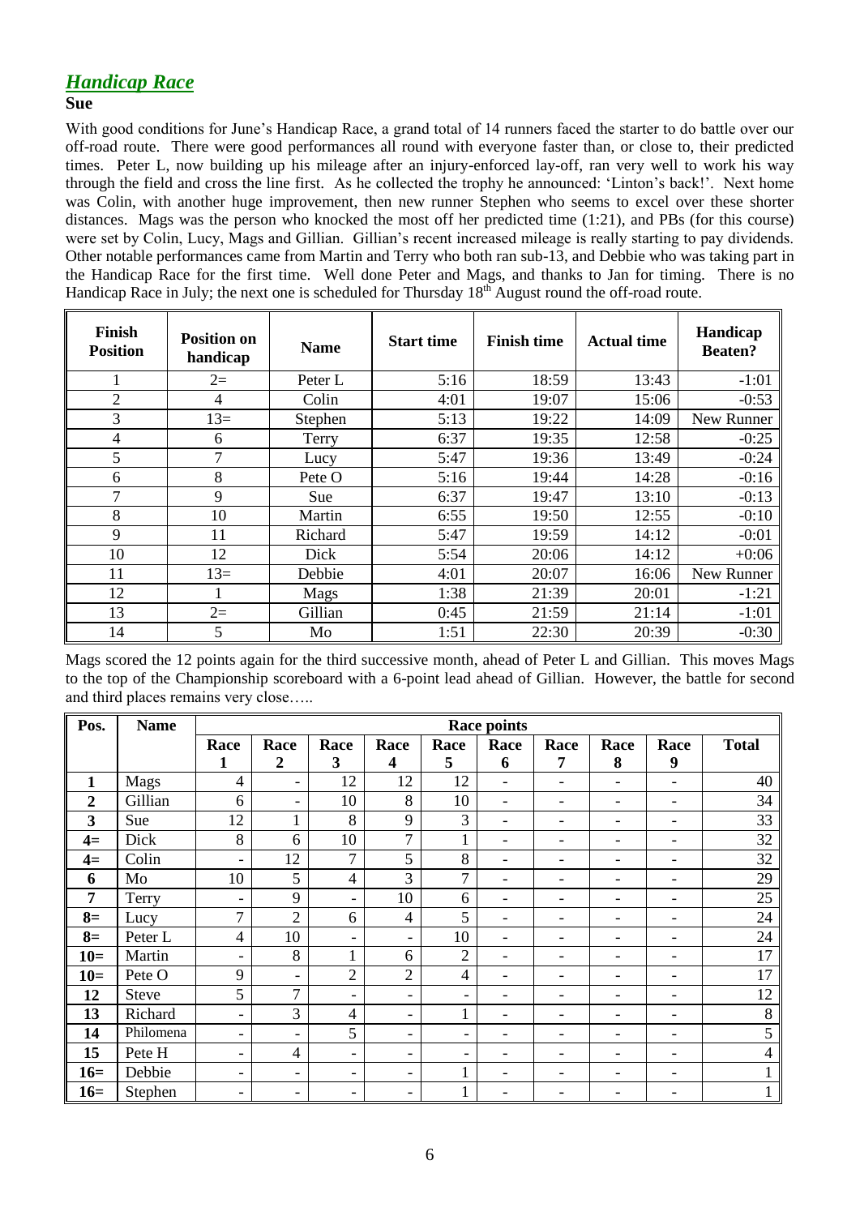## *Handicap Race*

**Sue**

With good conditions for June's Handicap Race, a grand total of 14 runners faced the starter to do battle over our off-road route. There were good performances all round with everyone faster than, or close to, their predicted times. Peter L, now building up his mileage after an injury-enforced lay-off, ran very well to work his way through the field and cross the line first. As he collected the trophy he announced: 'Linton's back!'. Next home was Colin, with another huge improvement, then new runner Stephen who seems to excel over these shorter distances. Mags was the person who knocked the most off her predicted time (1:21), and PBs (for this course) were set by Colin, Lucy, Mags and Gillian. Gillian's recent increased mileage is really starting to pay dividends. Other notable performances came from Martin and Terry who both ran sub-13, and Debbie who was taking part in the Handicap Race for the first time. Well done Peter and Mags, and thanks to Jan for timing. There is no Handicap Race in July; the next one is scheduled for Thursday 18th August round the off-road route.

| Finish Position | Position on handicap | Name | Start time | Finish time | Actual time | Handicap Beaten? |
|---|---|---|---|---|---|---|
| 1 | 2= | Peter L | 5:16 | 18:59 | 13:43 | -1:01 |
| 2 | 4 | Colin | 4:01 | 19:07 | 15:06 | -0:53 |
| 3 | 13= | Stephen | 5:13 | 19:22 | 14:09 | New Runner |
| 4 | 6 | Terry | 6:37 | 19:35 | 12:58 | -0:25 |
| 5 | 7 | Lucy | 5:47 | 19:36 | 13:49 | -0:24 |
| 6 | 8 | Pete O | 5:16 | 19:44 | 14:28 | -0:16 |
| 7 | 9 | Sue | 6:37 | 19:47 | 13:10 | -0:13 |
| 8 | 10 | Martin | 6:55 | 19:50 | 12:55 | -0:10 |
| 9 | 11 | Richard | 5:47 | 19:59 | 14:12 | -0:01 |
| 10 | 12 | Dick | 5:54 | 20:06 | 14:12 | +0:06 |
| 11 | 13= | Debbie | 4:01 | 20:07 | 16:06 | New Runner |
| 12 | 1 | Mags | 1:38 | 21:39 | 20:01 | -1:21 |
| 13 | 2= | Gillian | 0:45 | 21:59 | 21:14 | -1:01 |
| 14 | 5 | Mo | 1:51 | 22:30 | 20:39 | -0:30 |

Mags scored the 12 points again for the third successive month, ahead of Peter L and Gillian. This moves Mags to the top of the Championship scoreboard with a 6-point lead ahead of Gillian. However, the battle for second and third places remains very close…..

| Pos. | Name | Race points | | | | | | | | | |
|---|---|---|---|---|---|---|---|---|---|---|---|
| | | Race 1 | Race 2 | Race 3 | Race 4 | Race 5 | Race 6 | Race 7 | Race 8 | Race 9 | Total |
| **1** | Mags | 4 | - | 12 | 12 | 12 | - | - | - | - | 40 |
| **2** | Gillian | 6 | - | 10 | 8 | 10 | - | - | - | - | 34 |
| **3** | Sue | 12 | 1 | 8 | 9 | 3 | - | - | - | - | 33 |
| **4=** | Dick | 8 | 6 | 10 | 7 | 1 | - | - | - | - | 32 |
| **4=** | Colin | - | 12 | 7 | 5 | 8 | - | - | - | - | 32 |
| **6** | Mo | 10 | 5 | 4 | 3 | 7 | - | - | - | - | 29 |
| **7** | Terry | - | 9 | - | 10 | 6 | - | - | - | - | 25 |
| **8=** | Lucy | 7 | 2 | 6 | 4 | 5 | - | - | - | - | 24 |
| **8=** | Peter L | 4 | 10 | - | - | 10 | - | - | - | - | 24 |
| **10=** | Martin | - | 8 | 1 | 6 | 2 | - | - | - | - | 17 |
| **10=** | Pete O | 9 | - | 2 | 2 | 4 | - | - | - | - | 17 |
| **12** | Steve | 5 | 7 | - | - | - | - | - | - | - | 12 |
| **13** | Richard | - | 3 | 4 | - | 1 | - | - | - | - | 8 |
| **14** | Philomena | - | - | 5 | - | - | - | - | - | - | 5 |
| **15** | Pete H | - | 4 | - | - | - | - | - | - | - | 4 |
| **16=** | Debbie | - | - | - | - | 1 | - | - | - | - | 1 |
| **16=** | Stephen | - | - | - | - | 1 | - | - | - | - | 1 |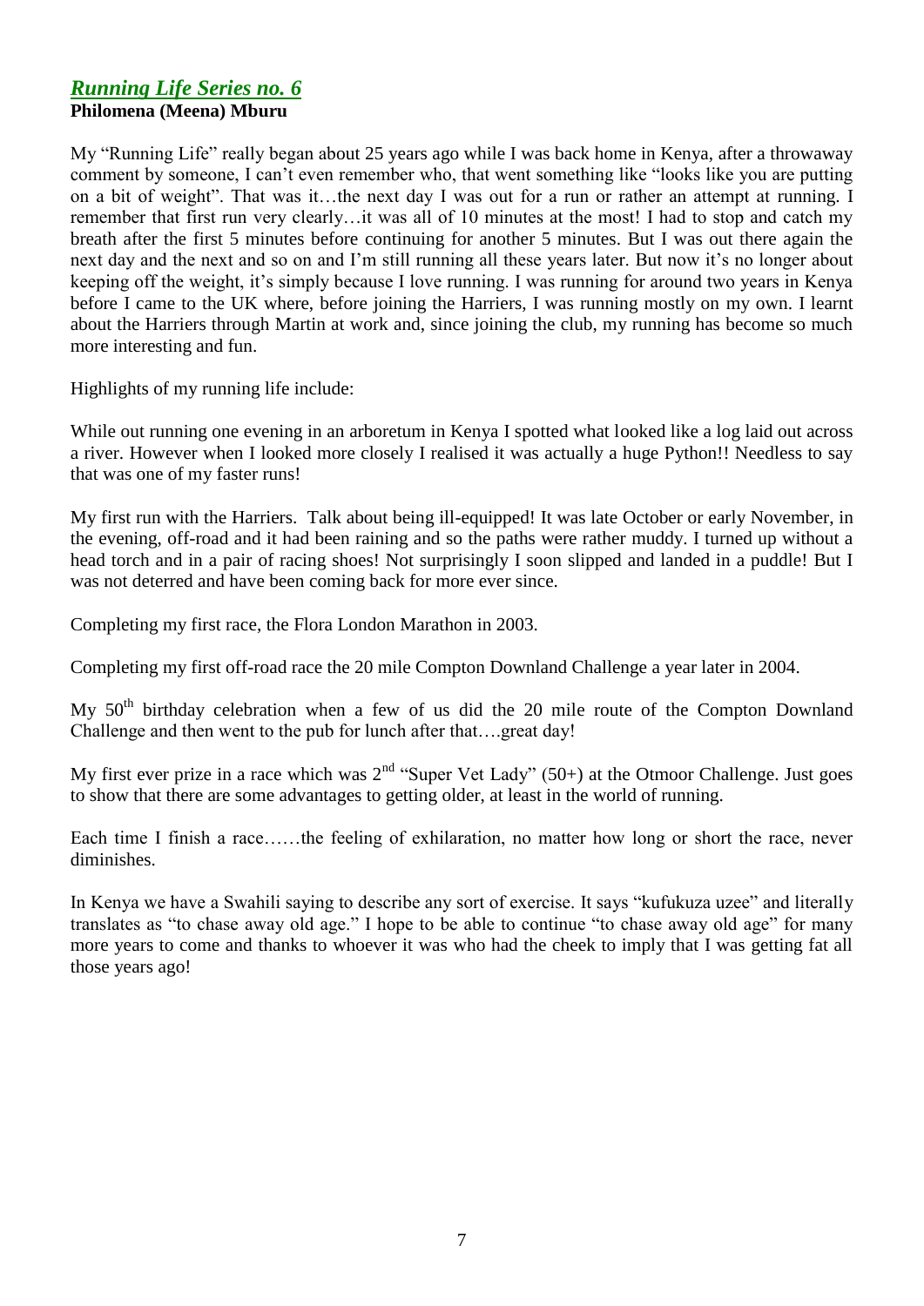## *Running Life Series no. 6*

**Philomena (Meena) Mburu**

My "Running Life" really began about 25 years ago while I was back home in Kenya, after a throwaway comment by someone, I can't even remember who, that went something like "looks like you are putting on a bit of weight". That was it…the next day I was out for a run or rather an attempt at running. I remember that first run very clearly…it was all of 10 minutes at the most! I had to stop and catch my breath after the first 5 minutes before continuing for another 5 minutes. But I was out there again the next day and the next and so on and I'm still running all these years later. But now it's no longer about keeping off the weight, it's simply because I love running. I was running for around two years in Kenya before I came to the UK where, before joining the Harriers, I was running mostly on my own. I learnt about the Harriers through Martin at work and, since joining the club, my running has become so much more interesting and fun.

Highlights of my running life include:

While out running one evening in an arboretum in Kenya I spotted what looked like a log laid out across a river. However when I looked more closely I realised it was actually a huge Python!! Needless to say that was one of my faster runs!

My first run with the Harriers. Talk about being ill-equipped! It was late October or early November, in the evening, off-road and it had been raining and so the paths were rather muddy. I turned up without a head torch and in a pair of racing shoes! Not surprisingly I soon slipped and landed in a puddle! But I was not deterred and have been coming back for more ever since.

Completing my first race, the Flora London Marathon in 2003.

Completing my first off-road race the 20 mile Compton Downland Challenge a year later in 2004.

My 50th birthday celebration when a few of us did the 20 mile route of the Compton Downland Challenge and then went to the pub for lunch after that….great day!

My first ever prize in a race which was 2nd "Super Vet Lady" (50+) at the Otmoor Challenge. Just goes to show that there are some advantages to getting older, at least in the world of running.

Each time I finish a race……the feeling of exhilaration, no matter how long or short the race, never diminishes.

In Kenya we have a Swahili saying to describe any sort of exercise. It says "kufukuza uzee" and literally translates as "to chase away old age." I hope to be able to continue "to chase away old age" for many more years to come and thanks to whoever it was who had the cheek to imply that I was getting fat all those years ago!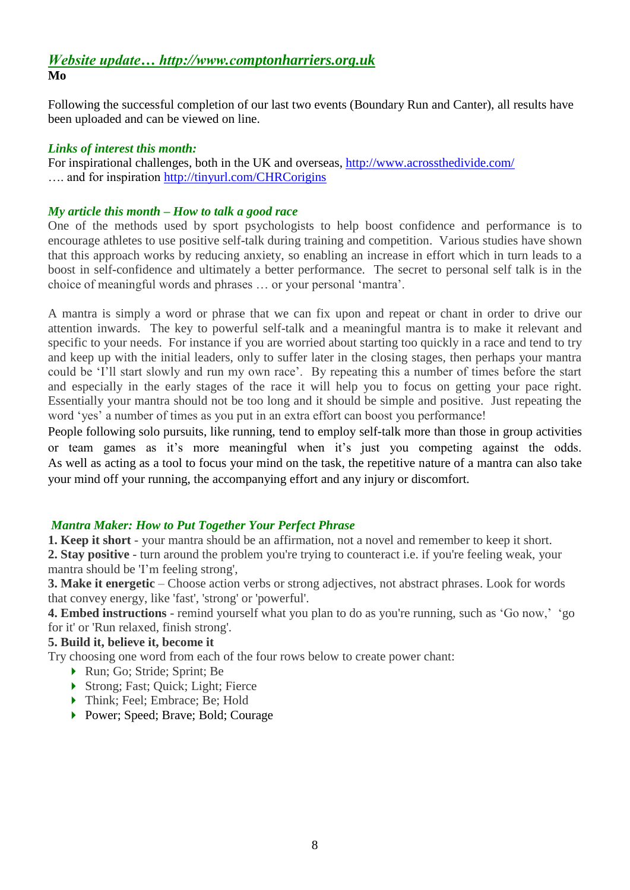## *Website update… http://www.comptonharriers.org.uk*

**Mo**

Following the successful completion of our last two events (Boundary Run and Canter), all results have been uploaded and can be viewed on line.

### *Links of interest this month:*

For inspirational challenges, both in the UK and overseas, http://www.acrossthedivide.com/
…. and for inspiration http://tinyurl.com/CHRCorigins

### *My article this month – How to talk a good race*

One of the methods used by sport psychologists to help boost confidence and performance is to encourage athletes to use positive self-talk during training and competition. Various studies have shown that this approach works by reducing anxiety, so enabling an increase in effort which in turn leads to a boost in self-confidence and ultimately a better performance. The secret to personal self talk is in the choice of meaningful words and phrases … or your personal 'mantra'.

A mantra is simply a word or phrase that we can fix upon and repeat or chant in order to drive our attention inwards. The key to powerful self-talk and a meaningful mantra is to make it relevant and specific to your needs. For instance if you are worried about starting too quickly in a race and tend to try and keep up with the initial leaders, only to suffer later in the closing stages, then perhaps your mantra could be 'I'll start slowly and run my own race'. By repeating this a number of times before the start and especially in the early stages of the race it will help you to focus on getting your pace right. Essentially your mantra should not be too long and it should be simple and positive. Just repeating the word 'yes' a number of times as you put in an extra effort can boost you performance!
People following solo pursuits, like running, tend to employ self-talk more than those in group activities or team games as it's more meaningful when it's just you competing against the odds. As well as acting as a tool to focus your mind on the task, the repetitive nature of a mantra can also take your mind off your running, the accompanying effort and any injury or discomfort.

### *Mantra Maker: How to Put Together Your Perfect Phrase*

**1. Keep it short** - your mantra should be an affirmation, not a novel and remember to keep it short.
**2. Stay positive** - turn around the problem you're trying to counteract i.e. if you're feeling weak, your mantra should be 'I'm feeling strong',
**3. Make it energetic** – Choose action verbs or strong adjectives, not abstract phrases. Look for words that convey energy, like 'fast', 'strong' or 'powerful'.
**4. Embed instructions** - remind yourself what you plan to do as you're running, such as 'Go now,' 'go for it' or 'Run relaxed, finish strong'.
**5. Build it, believe it, become it**
Try choosing one word from each of the four rows below to create power chant:

- Run; Go; Stride; Sprint; Be
- Strong; Fast; Quick; Light; Fierce
- Think; Feel; Embrace; Be; Hold
- Power; Speed; Brave; Bold; Courage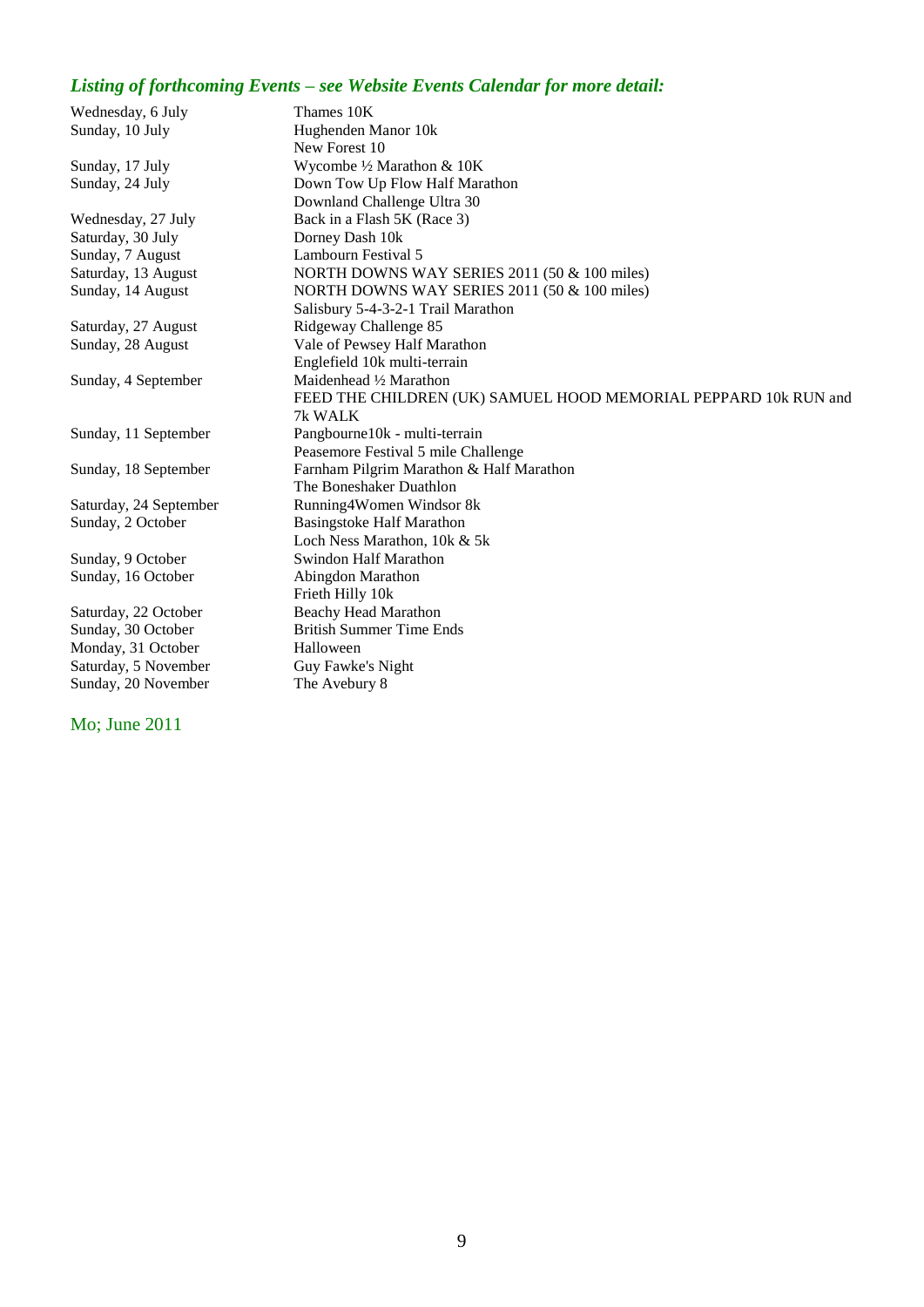### *Listing of forthcoming Events – see Website Events Calendar for more detail:*

| | |
|---|---|
| Wednesday, 6 July | Thames 10K |
| Sunday, 10 July | Hughenden Manor 10k |
| | New Forest 10 |
| Sunday, 17 July | Wycombe ½ Marathon & 10K |
| Sunday, 24 July | Down Tow Up Flow Half Marathon |
| | Downland Challenge Ultra 30 |
| Wednesday, 27 July | Back in a Flash 5K (Race 3) |
| Saturday, 30 July | Dorney Dash 10k |
| Sunday, 7 August | Lambourn Festival 5 |
| Saturday, 13 August | NORTH DOWNS WAY SERIES 2011 (50 & 100 miles) |
| Sunday, 14 August | NORTH DOWNS WAY SERIES 2011 (50 & 100 miles) |
| | Salisbury 5-4-3-2-1 Trail Marathon |
| Saturday, 27 August | Ridgeway Challenge 85 |
| Sunday, 28 August | Vale of Pewsey Half Marathon |
| | Englefield 10k multi-terrain |
| Sunday, 4 September | Maidenhead ½ Marathon |
| | FEED THE CHILDREN (UK) SAMUEL HOOD MEMORIAL PEPPARD 10k RUN and 7k WALK |
| Sunday, 11 September | Pangbourne10k - multi-terrain |
| | Peasemore Festival 5 mile Challenge |
| Sunday, 18 September | Farnham Pilgrim Marathon & Half Marathon |
| | The Boneshaker Duathlon |
| Saturday, 24 September | Running4Women Windsor 8k |
| Sunday, 2 October | Basingstoke Half Marathon |
| | Loch Ness Marathon, 10k & 5k |
| Sunday, 9 October | Swindon Half Marathon |
| Sunday, 16 October | Abingdon Marathon |
| | Frieth Hilly 10k |
| Saturday, 22 October | Beachy Head Marathon |
| Sunday, 30 October | British Summer Time Ends |
| Monday, 31 October | Halloween |
| Saturday, 5 November | Guy Fawke's Night |
| Sunday, 20 November | The Avebury 8 |

Mo; June 2011